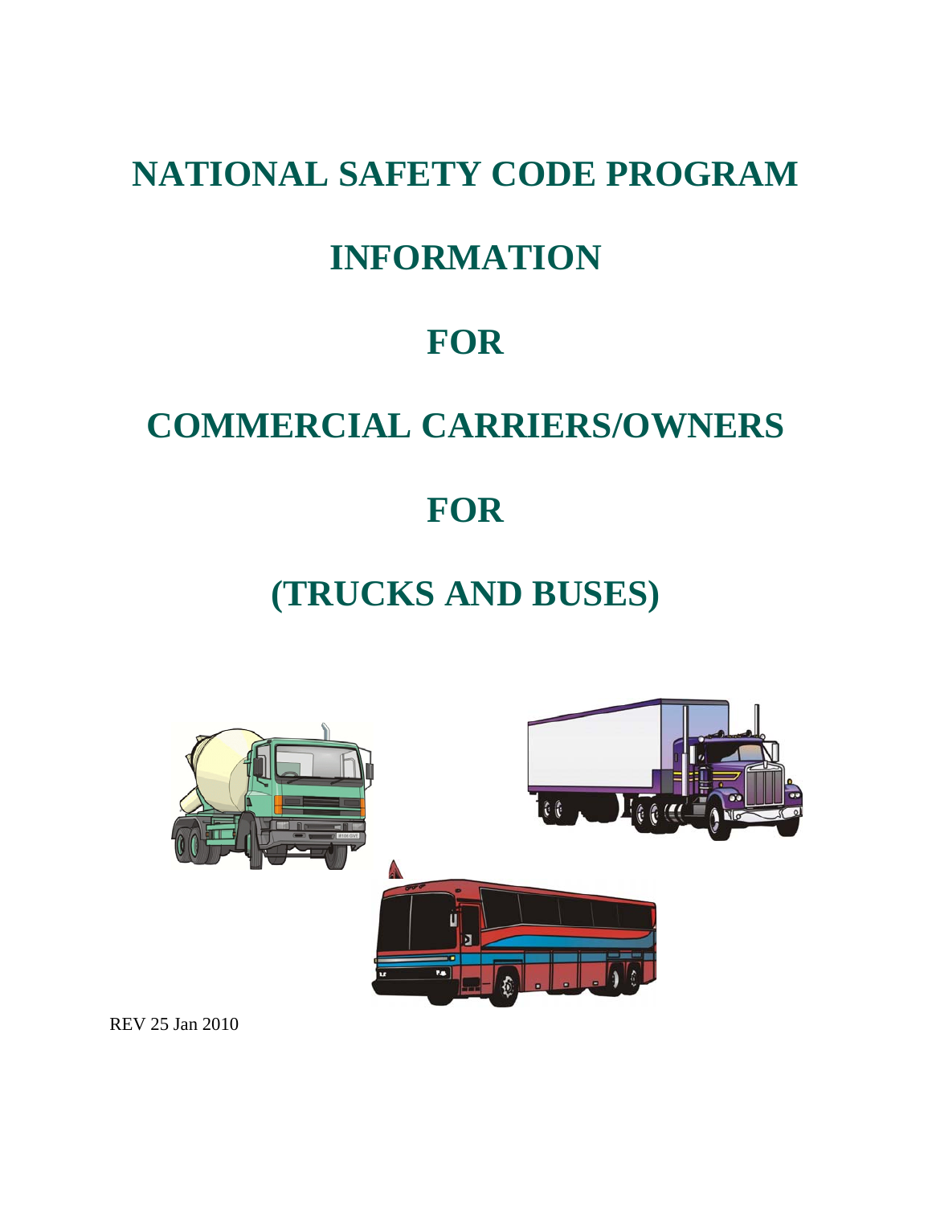# NATIONAL SAFETY CODE PROGRAM

# INFORMATION

# FOR

# COMMERCIAL CARRIERS/OWNERS

# FOR

# (TRUCKS AND BUSES)

REV 25 Jan 2010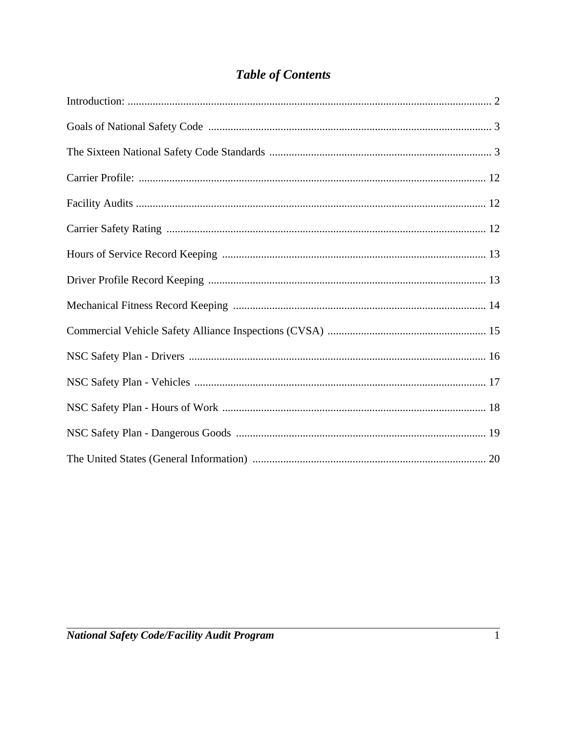# *Table of Contents*

Introduction: .................................................................................................................. 2

Goals of National Safety Code ..................................................................................... 3

The Sixteen National Safety Code Standards ............................................................... 3

Carrier Profile: ............................................................................................................ 12

Facility Audits ............................................................................................................. 12

Carrier Safety Rating .................................................................................................. 12

Hours of Service Record Keeping .............................................................................. 13

Driver Profile Record Keeping ................................................................................... 13

Mechanical Fitness Record Keeping .......................................................................... 14

Commercial Vehicle Safety Alliance Inspections (CVSA) ......................................... 15

NSC Safety Plan - Drivers .......................................................................................... 16

NSC Safety Plan - Vehicles ........................................................................................ 17

NSC Safety Plan - Hours of Work .............................................................................. 18

NSC Safety Plan - Dangerous Goods ......................................................................... 19

The United States (General Information) ................................................................... 20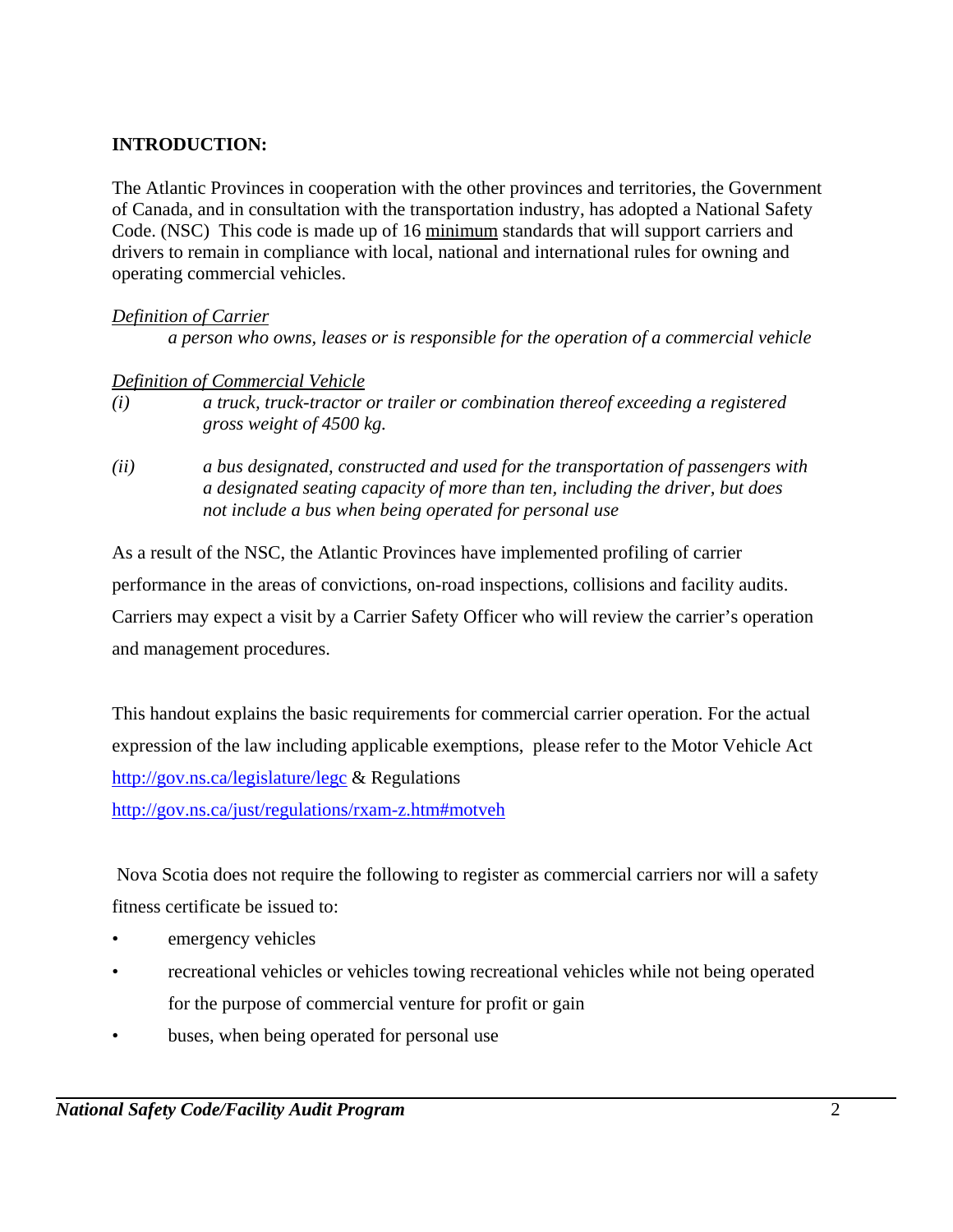**INTRODUCTION:**

The Atlantic Provinces in cooperation with the other provinces and territories, the Government of Canada, and in consultation with the transportation industry, has adopted a National Safety Code. (NSC) This code is made up of 16 minimum standards that will support carriers and drivers to remain in compliance with local, national and international rules for owning and operating commercial vehicles.

Definition of Carrier

*a person who owns, leases or is responsible for the operation of a commercial vehicle*

Definition of Commercial Vehicle

*(i)* *a truck, truck-tractor or trailer or combination thereof exceeding a registered gross weight of 4500 kg.*

*(ii)* *a bus designated, constructed and used for the transportation of passengers with a designated seating capacity of more than ten, including the driver, but does not include a bus when being operated for personal use*

As a result of the NSC, the Atlantic Provinces have implemented profiling of carrier performance in the areas of convictions, on-road inspections, collisions and facility audits. Carriers may expect a visit by a Carrier Safety Officer who will review the carrier's operation and management procedures.

This handout explains the basic requirements for commercial carrier operation. For the actual expression of the law including applicable exemptions, please refer to the Motor Vehicle Act http://gov.ns.ca/legislature/legc & Regulations http://gov.ns.ca/just/regulations/rxam-z.htm#motveh

Nova Scotia does not require the following to register as commercial carriers nor will a safety fitness certificate be issued to:

- emergency vehicles
- recreational vehicles or vehicles towing recreational vehicles while not being operated for the purpose of commercial venture for profit or gain
- buses, when being operated for personal use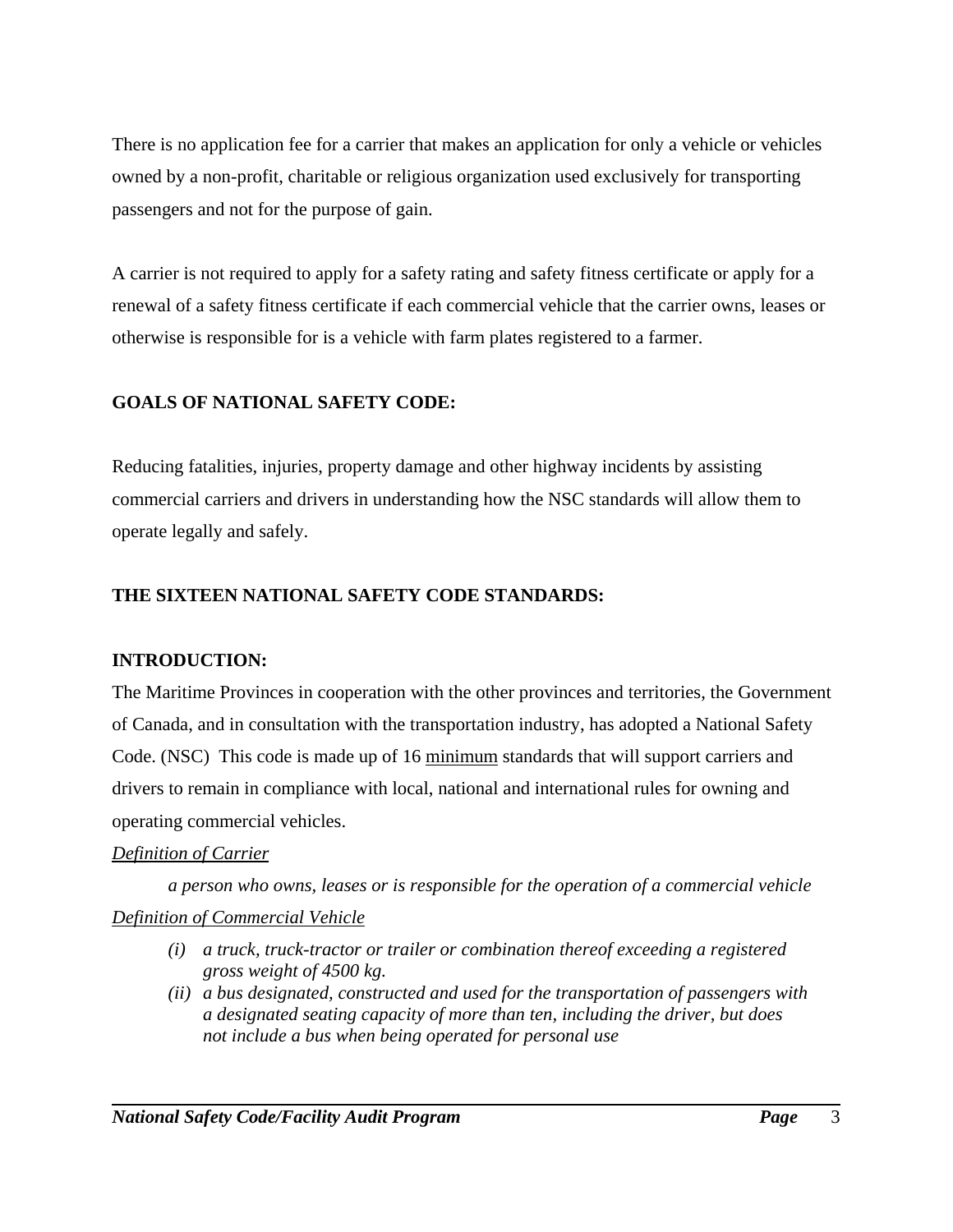There is no application fee for a carrier that makes an application for only a vehicle or vehicles owned by a non-profit, charitable or religious organization used exclusively for transporting passengers and not for the purpose of gain.

A carrier is not required to apply for a safety rating and safety fitness certificate or apply for a renewal of a safety fitness certificate if each commercial vehicle that the carrier owns, leases or otherwise is responsible for is a vehicle with farm plates registered to a farmer.

## GOALS OF NATIONAL SAFETY CODE:

Reducing fatalities, injuries, property damage and other highway incidents by assisting commercial carriers and drivers in understanding how the NSC standards will allow them to operate legally and safely.

## THE SIXTEEN NATIONAL SAFETY CODE STANDARDS:

### INTRODUCTION:

The Maritime Provinces in cooperation with the other provinces and territories, the Government of Canada, and in consultation with the transportation industry, has adopted a National Safety Code. (NSC) This code is made up of 16 minimum standards that will support carriers and drivers to remain in compliance with local, national and international rules for owning and operating commercial vehicles.

*Definition of Carrier*

*a person who owns, leases or is responsible for the operation of a commercial vehicle*

*Definition of Commercial Vehicle*

- *(i) a truck, truck-tractor or trailer or combination thereof exceeding a registered gross weight of 4500 kg.*
- *(ii) a bus designated, constructed and used for the transportation of passengers with a designated seating capacity of more than ten, including the driver, but does not include a bus when being operated for personal use*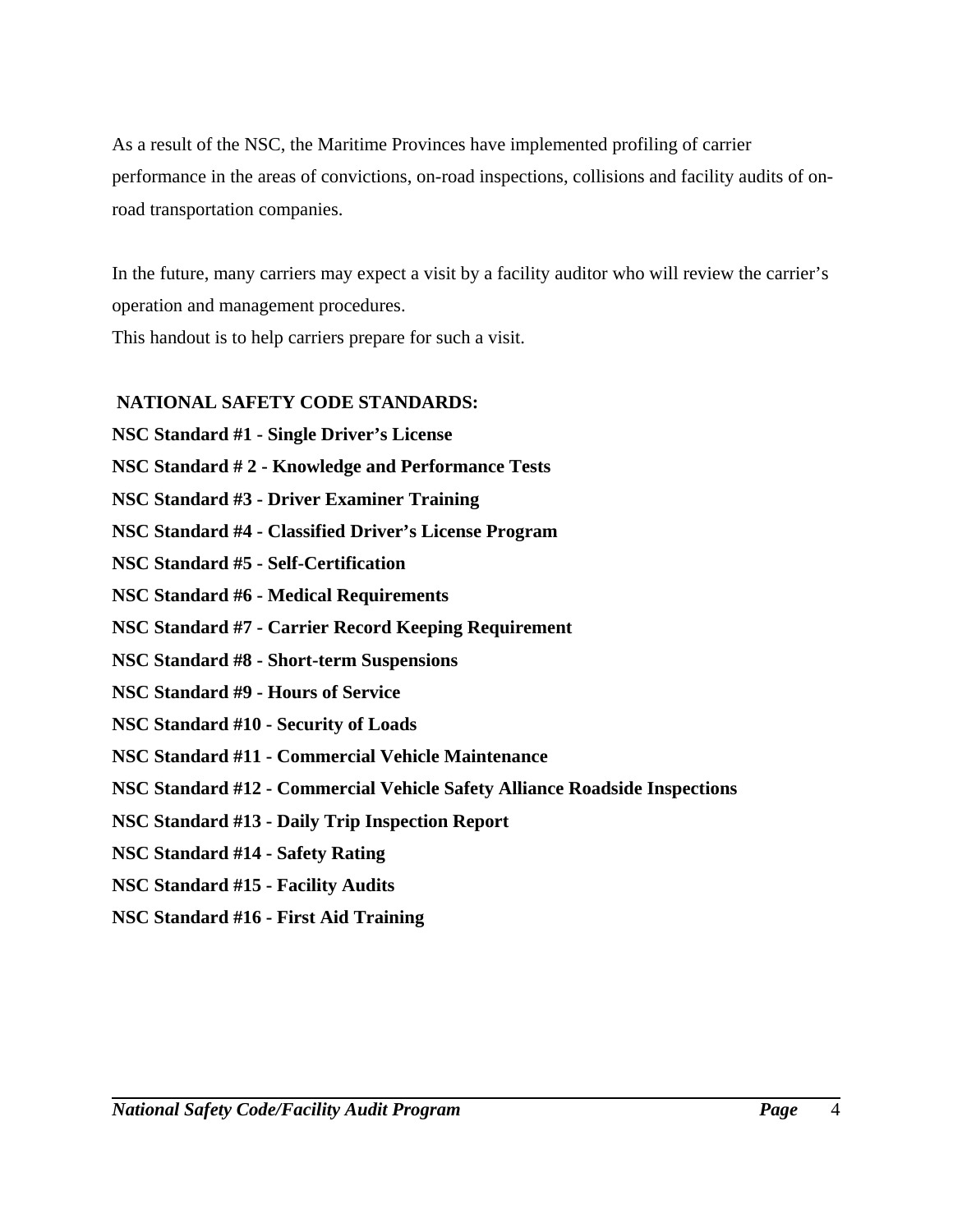As a result of the NSC, the Maritime Provinces have implemented profiling of carrier performance in the areas of convictions, on-road inspections, collisions and facility audits of on-road transportation companies.

In the future, many carriers may expect a visit by a facility auditor who will review the carrier's operation and management procedures.
This handout is to help carriers prepare for such a visit.

**NATIONAL SAFETY CODE STANDARDS:**

**NSC Standard #1 - Single Driver's License**

**NSC Standard # 2 - Knowledge and Performance Tests**

**NSC Standard #3 - Driver Examiner Training**

**NSC Standard #4 - Classified Driver's License Program**

**NSC Standard #5 - Self-Certification**

**NSC Standard #6 - Medical Requirements**

**NSC Standard #7 - Carrier Record Keeping Requirement**

**NSC Standard #8 - Short-term Suspensions**

**NSC Standard #9 - Hours of Service**

**NSC Standard #10 - Security of Loads**

**NSC Standard #11 - Commercial Vehicle Maintenance**

**NSC Standard #12 - Commercial Vehicle Safety Alliance Roadside Inspections**

**NSC Standard #13 - Daily Trip Inspection Report**

**NSC Standard #14 - Safety Rating**

**NSC Standard #15 - Facility Audits**

**NSC Standard #16 - First Aid Training**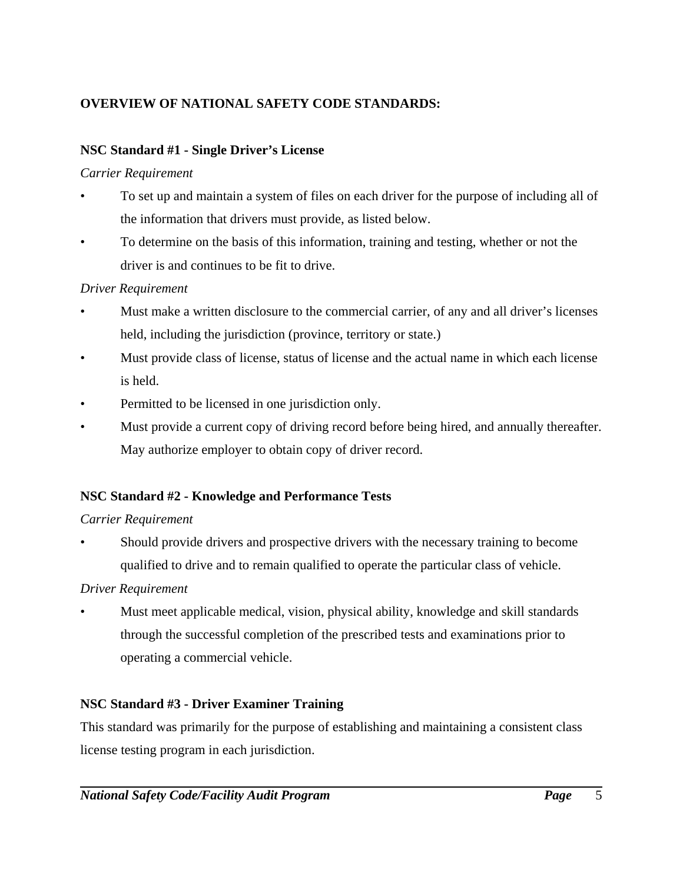## OVERVIEW OF NATIONAL SAFETY CODE STANDARDS:

### NSC Standard #1 - Single Driver's License

*Carrier Requirement*

- To set up and maintain a system of files on each driver for the purpose of including all of the information that drivers must provide, as listed below.
- To determine on the basis of this information, training and testing, whether or not the driver is and continues to be fit to drive.

*Driver Requirement*

- Must make a written disclosure to the commercial carrier, of any and all driver's licenses held, including the jurisdiction (province, territory or state.)
- Must provide class of license, status of license and the actual name in which each license is held.
- Permitted to be licensed in one jurisdiction only.
- Must provide a current copy of driving record before being hired, and annually thereafter. May authorize employer to obtain copy of driver record.

### NSC Standard #2 - Knowledge and Performance Tests

*Carrier Requirement*

- Should provide drivers and prospective drivers with the necessary training to become qualified to drive and to remain qualified to operate the particular class of vehicle.

*Driver Requirement*

- Must meet applicable medical, vision, physical ability, knowledge and skill standards through the successful completion of the prescribed tests and examinations prior to operating a commercial vehicle.

### NSC Standard #3 - Driver Examiner Training

This standard was primarily for the purpose of establishing and maintaining a consistent class license testing program in each jurisdiction.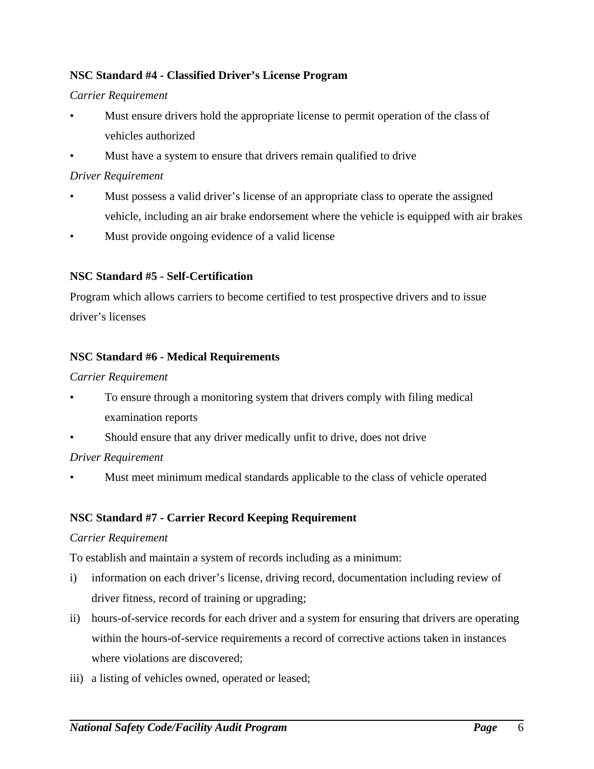**NSC Standard #4 - Classified Driver's License Program**

*Carrier Requirement*

- Must ensure drivers hold the appropriate license to permit operation of the class of vehicles authorized
- Must have a system to ensure that drivers remain qualified to drive

*Driver Requirement*

- Must possess a valid driver's license of an appropriate class to operate the assigned vehicle, including an air brake endorsement where the vehicle is equipped with air brakes
- Must provide ongoing evidence of a valid license

**NSC Standard #5 - Self-Certification**

Program which allows carriers to become certified to test prospective drivers and to issue driver's licenses

**NSC Standard #6 - Medical Requirements**

*Carrier Requirement*

- To ensure through a monitoring system that drivers comply with filing medical examination reports
- Should ensure that any driver medically unfit to drive, does not drive

*Driver Requirement*

- Must meet minimum medical standards applicable to the class of vehicle operated

**NSC Standard #7 - Carrier Record Keeping Requirement**

*Carrier Requirement*

To establish and maintain a system of records including as a minimum:

i) information on each driver's license, driving record, documentation including review of driver fitness, record of training or upgrading;

ii) hours-of-service records for each driver and a system for ensuring that drivers are operating within the hours-of-service requirements a record of corrective actions taken in instances where violations are discovered;

iii) a listing of vehicles owned, operated or leased;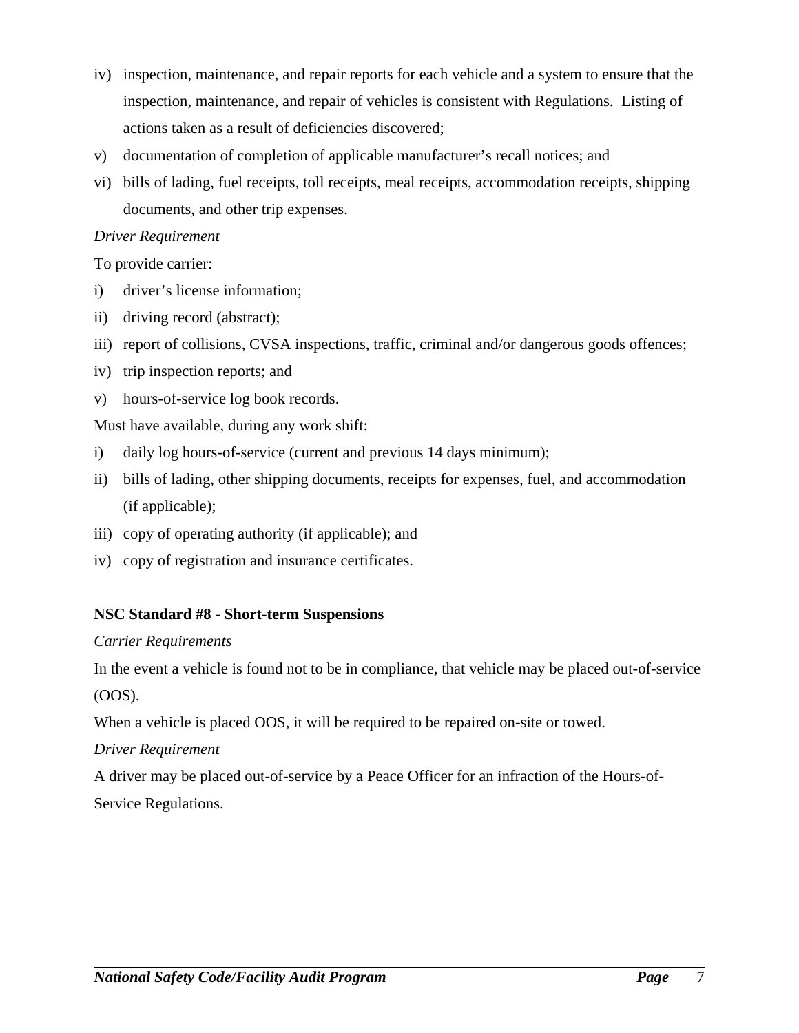iv) inspection, maintenance, and repair reports for each vehicle and a system to ensure that the inspection, maintenance, and repair of vehicles is consistent with Regulations. Listing of actions taken as a result of deficiencies discovered;

v) documentation of completion of applicable manufacturer's recall notices; and

vi) bills of lading, fuel receipts, toll receipts, meal receipts, accommodation receipts, shipping documents, and other trip expenses.

*Driver Requirement*

To provide carrier:

i) driver's license information;

ii) driving record (abstract);

iii) report of collisions, CVSA inspections, traffic, criminal and/or dangerous goods offences;

iv) trip inspection reports; and

v) hours-of-service log book records.

Must have available, during any work shift:

i) daily log hours-of-service (current and previous 14 days minimum);

ii) bills of lading, other shipping documents, receipts for expenses, fuel, and accommodation (if applicable);

iii) copy of operating authority (if applicable); and

iv) copy of registration and insurance certificates.

**NSC Standard #8 - Short-term Suspensions**

*Carrier Requirements*

In the event a vehicle is found not to be in compliance, that vehicle may be placed out-of-service (OOS).

When a vehicle is placed OOS, it will be required to be repaired on-site or towed.

*Driver Requirement*

A driver may be placed out-of-service by a Peace Officer for an infraction of the Hours-of-Service Regulations.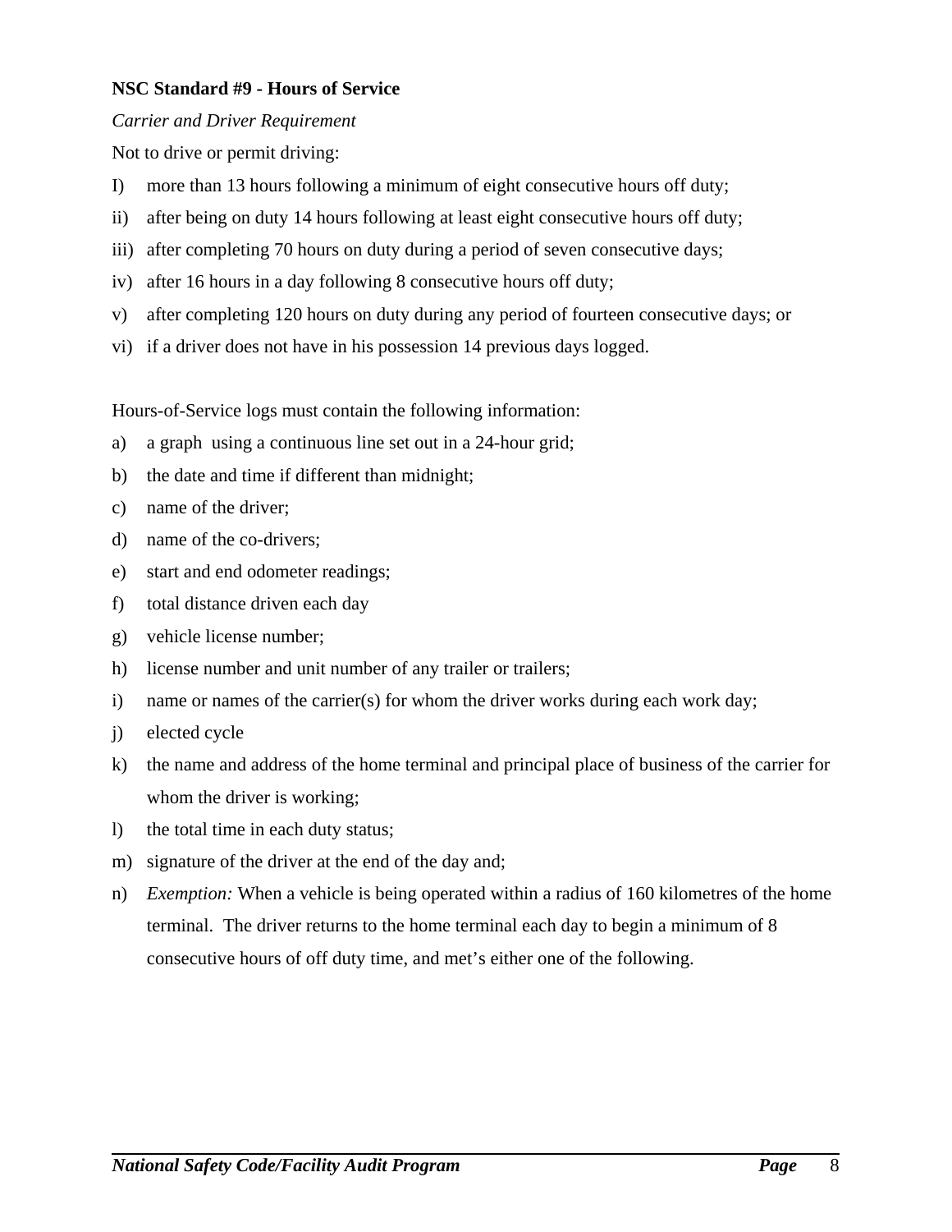**NSC Standard #9 - Hours of Service**

*Carrier and Driver Requirement*

Not to drive or permit driving:

I) more than 13 hours following a minimum of eight consecutive hours off duty;

ii) after being on duty 14 hours following at least eight consecutive hours off duty;

iii) after completing 70 hours on duty during a period of seven consecutive days;

iv) after 16 hours in a day following 8 consecutive hours off duty;

v) after completing 120 hours on duty during any period of fourteen consecutive days; or

vi) if a driver does not have in his possession 14 previous days logged.

Hours-of-Service logs must contain the following information:

a) a graph using a continuous line set out in a 24-hour grid;

b) the date and time if different than midnight;

c) name of the driver;

d) name of the co-drivers;

e) start and end odometer readings;

f) total distance driven each day

g) vehicle license number;

h) license number and unit number of any trailer or trailers;

i) name or names of the carrier(s) for whom the driver works during each work day;

j) elected cycle

k) the name and address of the home terminal and principal place of business of the carrier for whom the driver is working;

l) the total time in each duty status;

m) signature of the driver at the end of the day and;

n) *Exemption:* When a vehicle is being operated within a radius of 160 kilometres of the home terminal. The driver returns to the home terminal each day to begin a minimum of 8 consecutive hours of off duty time, and met's either one of the following.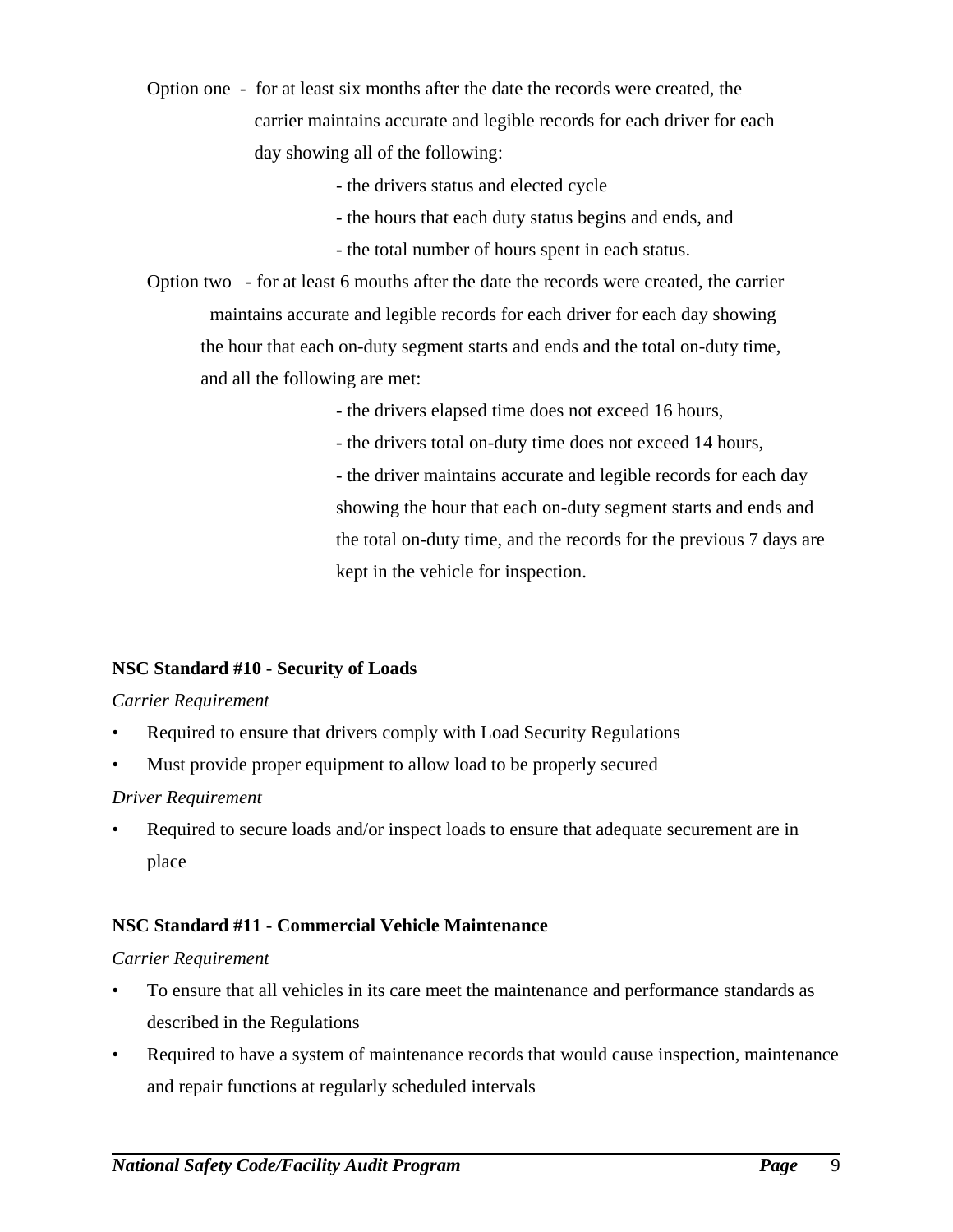Option one - for at least six months after the date the records were created, the carrier maintains accurate and legible records for each driver for each day showing all of the following:

- the drivers status and elected cycle
- the hours that each duty status begins and ends, and
- the total number of hours spent in each status.

Option two - for at least 6 mouths after the date the records were created, the carrier maintains accurate and legible records for each driver for each day showing the hour that each on-duty segment starts and ends and the total on-duty time, and all the following are met:

- the drivers elapsed time does not exceed 16 hours,
- the drivers total on-duty time does not exceed 14 hours,
- the driver maintains accurate and legible records for each day showing the hour that each on-duty segment starts and ends and the total on-duty time, and the records for the previous 7 days are kept in the vehicle for inspection.

**NSC Standard #10 - Security of Loads**

*Carrier Requirement*

- Required to ensure that drivers comply with Load Security Regulations
- Must provide proper equipment to allow load to be properly secured

*Driver Requirement*

- Required to secure loads and/or inspect loads to ensure that adequate securement are in place

**NSC Standard #11 - Commercial Vehicle Maintenance**

*Carrier Requirement*

- To ensure that all vehicles in its care meet the maintenance and performance standards as described in the Regulations
- Required to have a system of maintenance records that would cause inspection, maintenance and repair functions at regularly scheduled intervals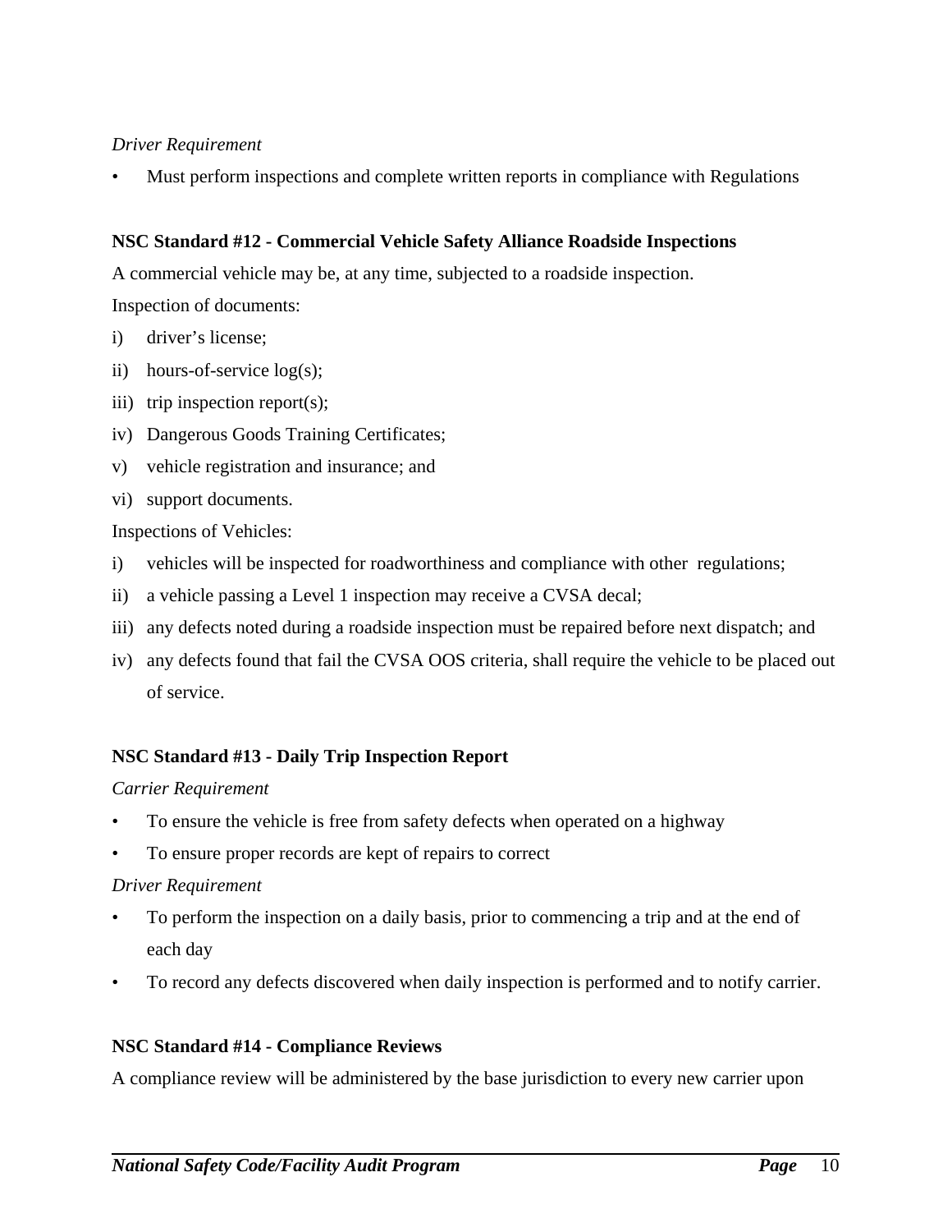*Driver Requirement*

- Must perform inspections and complete written reports in compliance with Regulations

**NSC Standard #12 - Commercial Vehicle Safety Alliance Roadside Inspections**

A commercial vehicle may be, at any time, subjected to a roadside inspection.

Inspection of documents:

i) driver's license;

ii) hours-of-service log(s);

iii) trip inspection report(s);

iv) Dangerous Goods Training Certificates;

v) vehicle registration and insurance; and

vi) support documents.

Inspections of Vehicles:

i) vehicles will be inspected for roadworthiness and compliance with other regulations;

ii) a vehicle passing a Level 1 inspection may receive a CVSA decal;

iii) any defects noted during a roadside inspection must be repaired before next dispatch; and

iv) any defects found that fail the CVSA OOS criteria, shall require the vehicle to be placed out of service.

**NSC Standard #13 - Daily Trip Inspection Report**

*Carrier Requirement*

- To ensure the vehicle is free from safety defects when operated on a highway
- To ensure proper records are kept of repairs to correct

*Driver Requirement*

- To perform the inspection on a daily basis, prior to commencing a trip and at the end of each day
- To record any defects discovered when daily inspection is performed and to notify carrier.

**NSC Standard #14 - Compliance Reviews**

A compliance review will be administered by the base jurisdiction to every new carrier upon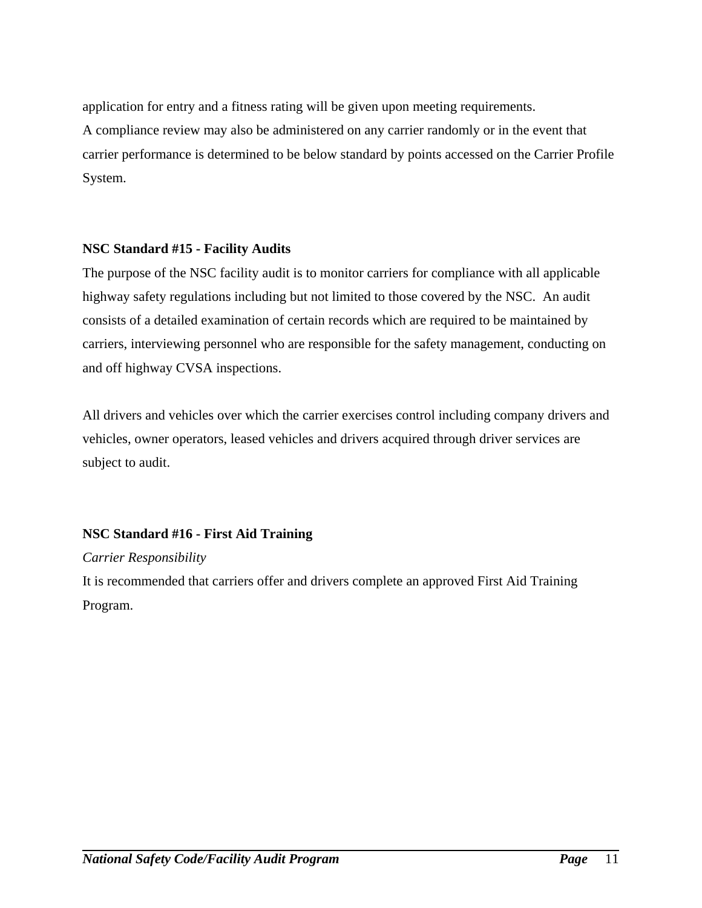application for entry and a fitness rating will be given upon meeting requirements.
A compliance review may also be administered on any carrier randomly or in the event that carrier performance is determined to be below standard by points accessed on the Carrier Profile System.

### NSC Standard #15 - Facility Audits

The purpose of the NSC facility audit is to monitor carriers for compliance with all applicable highway safety regulations including but not limited to those covered by the NSC. An audit consists of a detailed examination of certain records which are required to be maintained by carriers, interviewing personnel who are responsible for the safety management, conducting on and off highway CVSA inspections.

All drivers and vehicles over which the carrier exercises control including company drivers and vehicles, owner operators, leased vehicles and drivers acquired through driver services are subject to audit.

### NSC Standard #16 - First Aid Training

*Carrier Responsibility*

It is recommended that carriers offer and drivers complete an approved First Aid Training Program.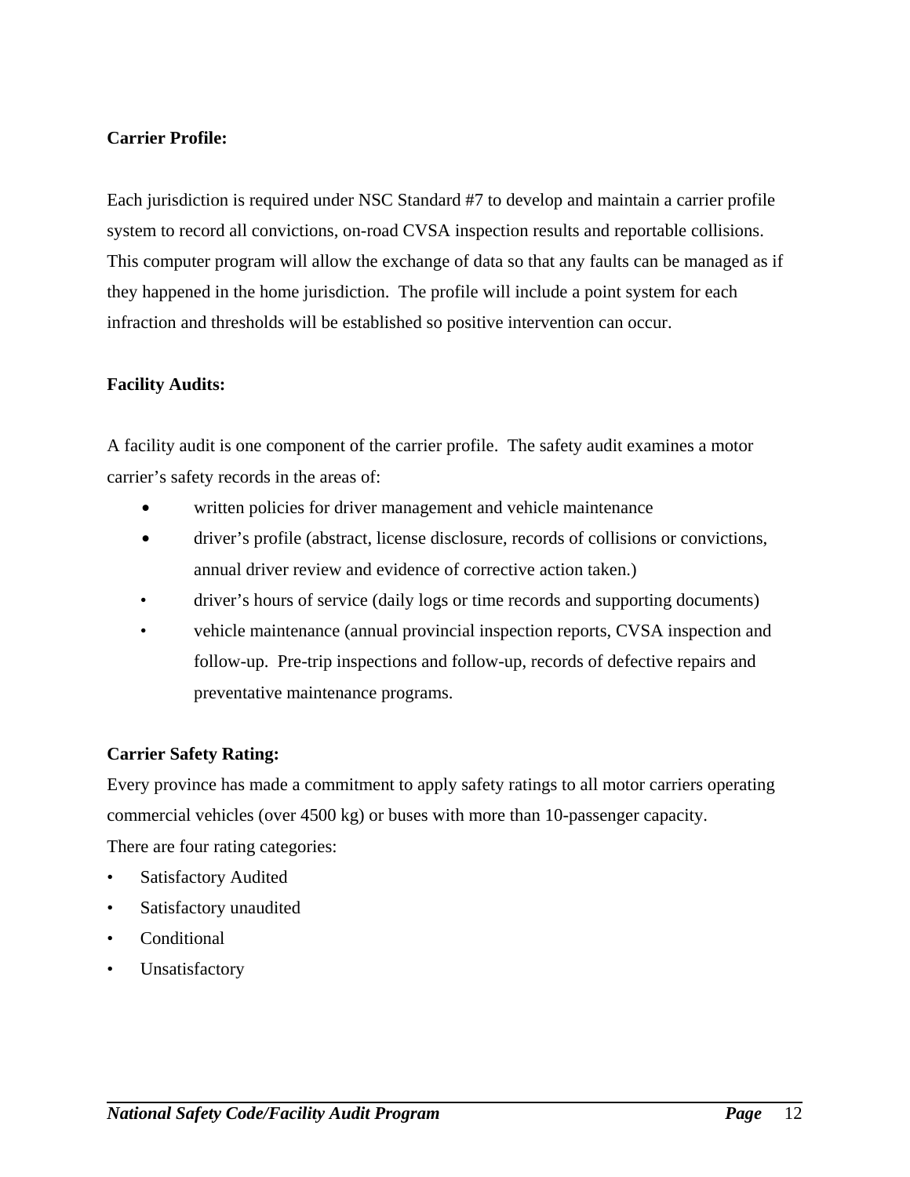**Carrier Profile:**

Each jurisdiction is required under NSC Standard #7 to develop and maintain a carrier profile system to record all convictions, on-road CVSA inspection results and reportable collisions. This computer program will allow the exchange of data so that any faults can be managed as if they happened in the home jurisdiction. The profile will include a point system for each infraction and thresholds will be established so positive intervention can occur.

**Facility Audits:**

A facility audit is one component of the carrier profile. The safety audit examines a motor carrier's safety records in the areas of:

- written policies for driver management and vehicle maintenance
- driver's profile (abstract, license disclosure, records of collisions or convictions, annual driver review and evidence of corrective action taken.)
- driver's hours of service (daily logs or time records and supporting documents)
- vehicle maintenance (annual provincial inspection reports, CVSA inspection and follow-up. Pre-trip inspections and follow-up, records of defective repairs and preventative maintenance programs.

**Carrier Safety Rating:**

Every province has made a commitment to apply safety ratings to all motor carriers operating commercial vehicles (over 4500 kg) or buses with more than 10-passenger capacity.

There are four rating categories:

- Satisfactory Audited
- Satisfactory unaudited
- Conditional
- Unsatisfactory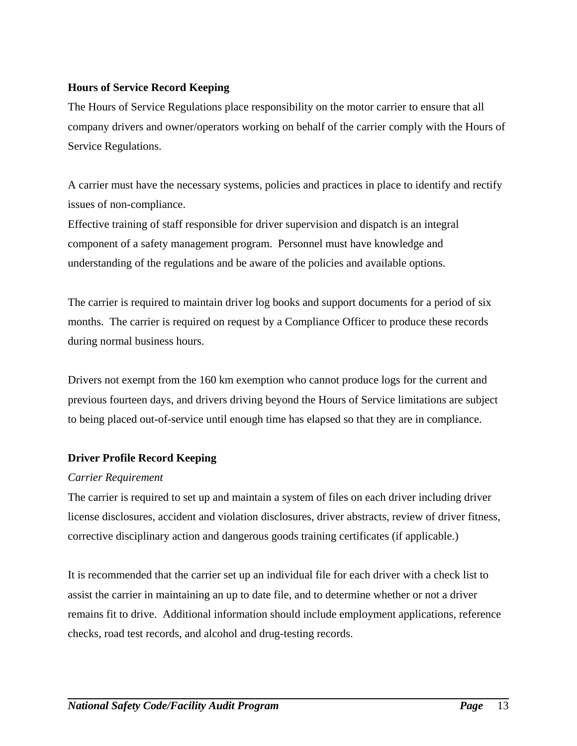**Hours of Service Record Keeping**

The Hours of Service Regulations place responsibility on the motor carrier to ensure that all company drivers and owner/operators working on behalf of the carrier comply with the Hours of Service Regulations.

A carrier must have the necessary systems, policies and practices in place to identify and rectify issues of non-compliance.

Effective training of staff responsible for driver supervision and dispatch is an integral component of a safety management program. Personnel must have knowledge and understanding of the regulations and be aware of the policies and available options.

The carrier is required to maintain driver log books and support documents for a period of six months. The carrier is required on request by a Compliance Officer to produce these records during normal business hours.

Drivers not exempt from the 160 km exemption who cannot produce logs for the current and previous fourteen days, and drivers driving beyond the Hours of Service limitations are subject to being placed out-of-service until enough time has elapsed so that they are in compliance.

**Driver Profile Record Keeping**

*Carrier Requirement*

The carrier is required to set up and maintain a system of files on each driver including driver license disclosures, accident and violation disclosures, driver abstracts, review of driver fitness, corrective disciplinary action and dangerous goods training certificates (if applicable.)

It is recommended that the carrier set up an individual file for each driver with a check list to assist the carrier in maintaining an up to date file, and to determine whether or not a driver remains fit to drive. Additional information should include employment applications, reference checks, road test records, and alcohol and drug-testing records.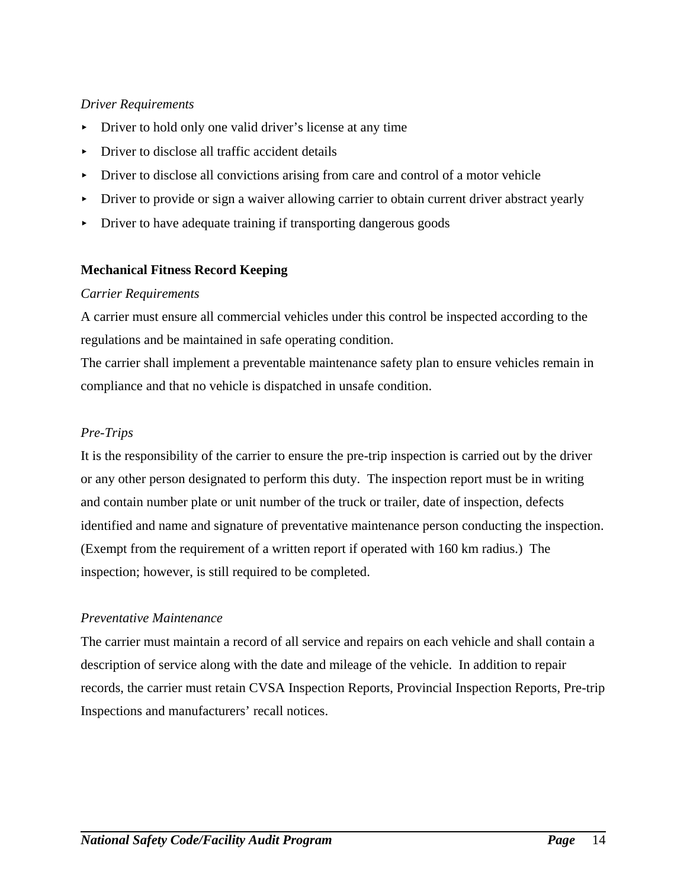*Driver Requirements*

- Driver to hold only one valid driver's license at any time
- Driver to disclose all traffic accident details
- Driver to disclose all convictions arising from care and control of a motor vehicle
- Driver to provide or sign a waiver allowing carrier to obtain current driver abstract yearly
- Driver to have adequate training if transporting dangerous goods

**Mechanical Fitness Record Keeping**

*Carrier Requirements*

A carrier must ensure all commercial vehicles under this control be inspected according to the regulations and be maintained in safe operating condition.
The carrier shall implement a preventable maintenance safety plan to ensure vehicles remain in compliance and that no vehicle is dispatched in unsafe condition.

*Pre-Trips*

It is the responsibility of the carrier to ensure the pre-trip inspection is carried out by the driver or any other person designated to perform this duty. The inspection report must be in writing and contain number plate or unit number of the truck or trailer, date of inspection, defects identified and name and signature of preventative maintenance person conducting the inspection. (Exempt from the requirement of a written report if operated with 160 km radius.) The inspection; however, is still required to be completed.

*Preventative Maintenance*

The carrier must maintain a record of all service and repairs on each vehicle and shall contain a description of service along with the date and mileage of the vehicle. In addition to repair records, the carrier must retain CVSA Inspection Reports, Provincial Inspection Reports, Pre-trip Inspections and manufacturers' recall notices.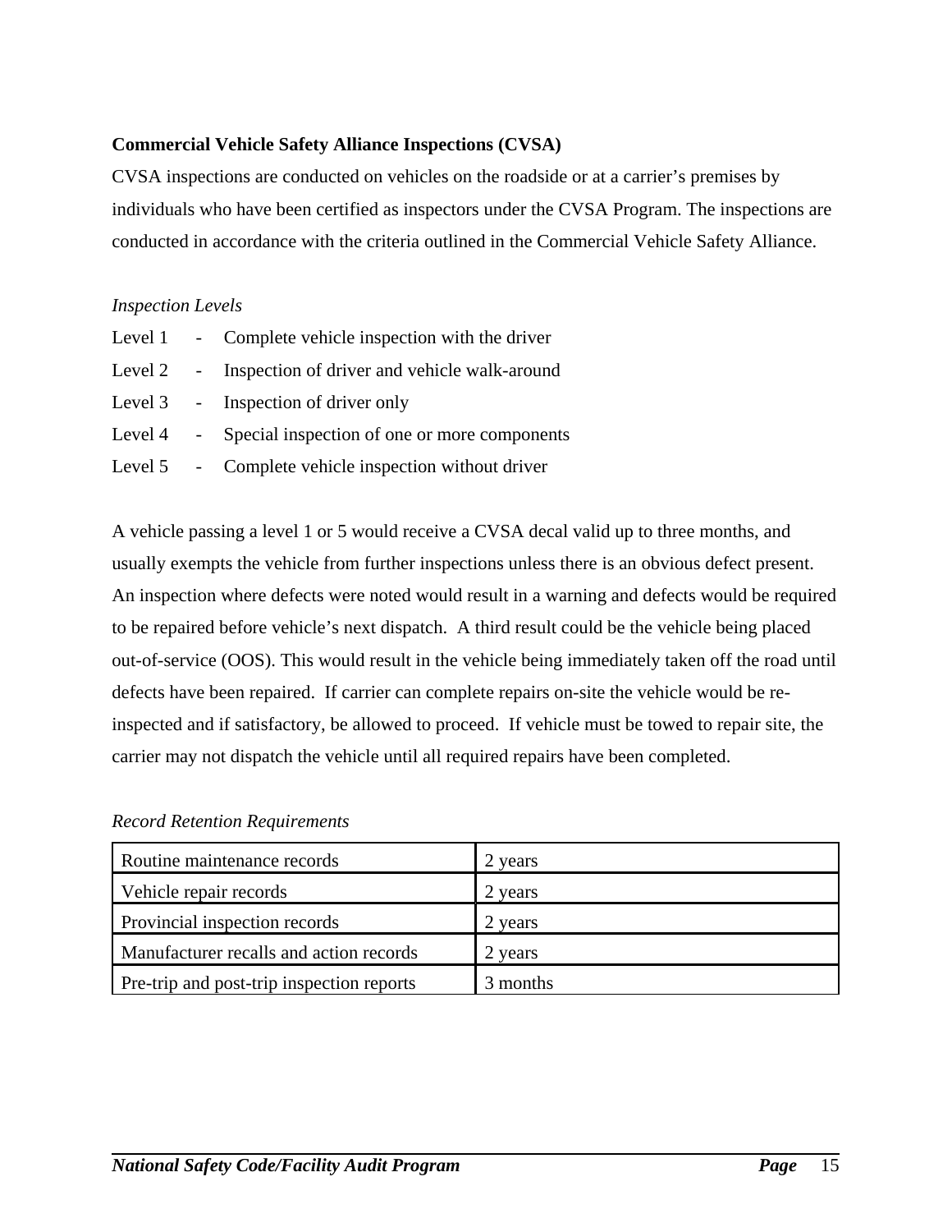**Commercial Vehicle Safety Alliance Inspections (CVSA)**

CVSA inspections are conducted on vehicles on the roadside or at a carrier's premises by individuals who have been certified as inspectors under the CVSA Program. The inspections are conducted in accordance with the criteria outlined in the Commercial Vehicle Safety Alliance.

*Inspection Levels*

Level 1 - Complete vehicle inspection with the driver
Level 2 - Inspection of driver and vehicle walk-around
Level 3 - Inspection of driver only
Level 4 - Special inspection of one or more components
Level 5 - Complete vehicle inspection without driver

A vehicle passing a level 1 or 5 would receive a CVSA decal valid up to three months, and usually exempts the vehicle from further inspections unless there is an obvious defect present. An inspection where defects were noted would result in a warning and defects would be required to be repaired before vehicle's next dispatch. A third result could be the vehicle being placed out-of-service (OOS). This would result in the vehicle being immediately taken off the road until defects have been repaired. If carrier can complete repairs on-site the vehicle would be re-inspected and if satisfactory, be allowed to proceed. If vehicle must be towed to repair site, the carrier may not dispatch the vehicle until all required repairs have been completed.

*Record Retention Requirements*

| | |
|---|---|
| Routine maintenance records | 2 years |
| Vehicle repair records | 2 years |
| Provincial inspection records | 2 years |
| Manufacturer recalls and action records | 2 years |
| Pre-trip and post-trip inspection reports | 3 months |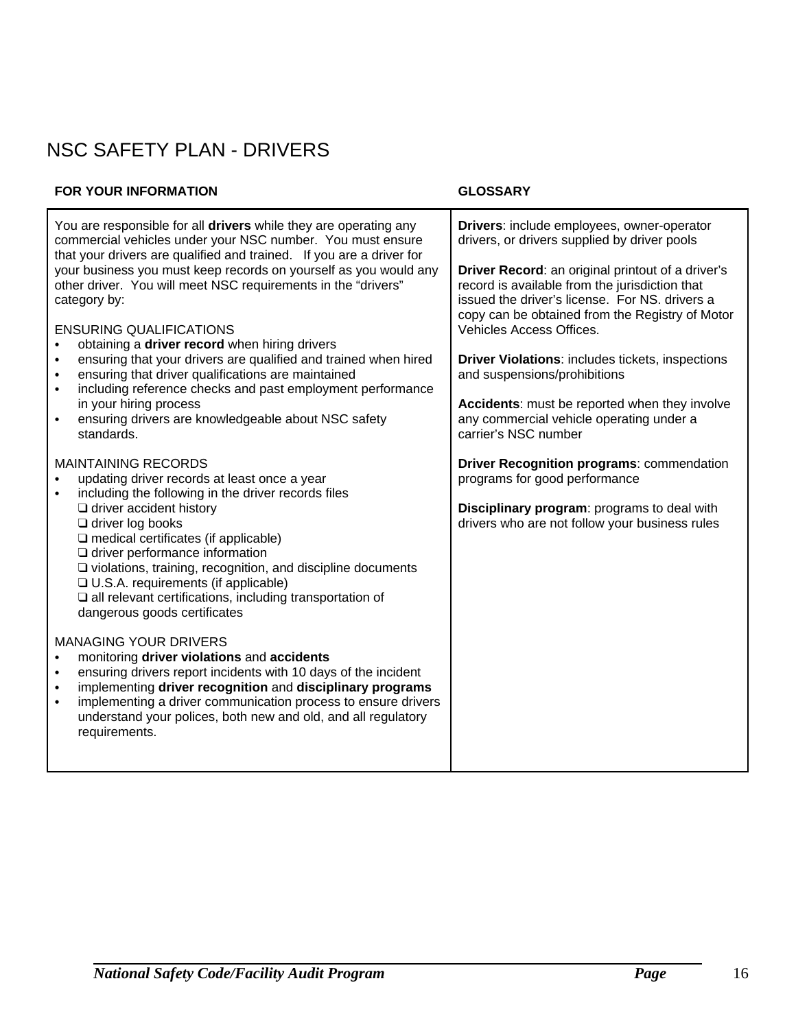# NSC SAFETY PLAN - DRIVERS

**FOR YOUR INFORMATION**

You are responsible for all **drivers** while they are operating any commercial vehicles under your NSC number. You must ensure that your drivers are qualified and trained. If you are a driver for your business you must keep records on yourself as you would any other driver. You will meet NSC requirements in the "drivers" category by:

ENSURING QUALIFICATIONS

- obtaining a **driver record** when hiring drivers
- ensuring that your drivers are qualified and trained when hired
- ensuring that driver qualifications are maintained
- including reference checks and past employment performance in your hiring process
- ensuring drivers are knowledgeable about NSC safety standards.

MAINTAINING RECORDS

- updating driver records at least once a year
- including the following in the driver records files
  - ❑ driver accident history
  - ❑ driver log books
  - ❑ medical certificates (if applicable)
  - ❑ driver performance information
  - ❑ violations, training, recognition, and discipline documents
  - ❑ U.S.A. requirements (if applicable)
  - ❑ all relevant certifications, including transportation of dangerous goods certificates

MANAGING YOUR DRIVERS

- monitoring **driver violations** and **accidents**
- ensuring drivers report incidents with 10 days of the incident
- implementing **driver recognition** and **disciplinary programs**
- implementing a driver communication process to ensure drivers understand your polices, both new and old, and all regulatory requirements.

**GLOSSARY**

**Drivers**: include employees, owner-operator drivers, or drivers supplied by driver pools

**Driver Record**: an original printout of a driver's record is available from the jurisdiction that issued the driver's license. For NS. drivers a copy can be obtained from the Registry of Motor Vehicles Access Offices.

**Driver Violations**: includes tickets, inspections and suspensions/prohibitions

**Accidents**: must be reported when they involve any commercial vehicle operating under a carrier's NSC number

**Driver Recognition programs**: commendation programs for good performance

**Disciplinary program**: programs to deal with drivers who are not follow your business rules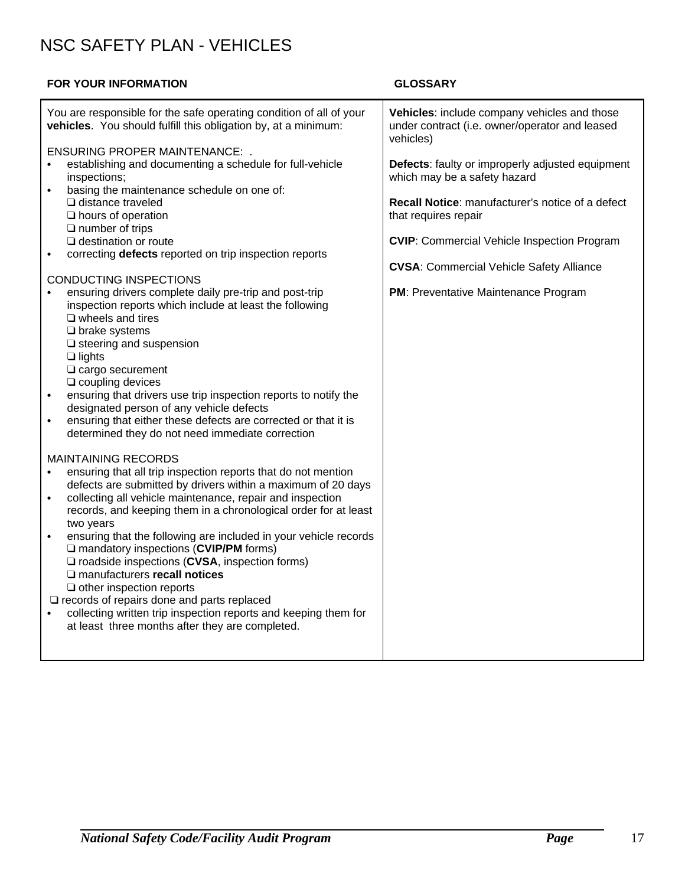# NSC SAFETY PLAN - VEHICLES

| FOR YOUR INFORMATION | GLOSSARY |
|---|---|
| You are responsible for the safe operating condition of all of your **vehicles**. You should fulfill this obligation by, at a minimum: | **Vehicles**: include company vehicles and those under contract (i.e. owner/operator and leased vehicles) |
| | **Defects**: faulty or improperly adjusted equipment which may be a safety hazard |
| | **Recall Notice**: manufacturer's notice of a defect that requires repair |
| | **CVIP**: Commercial Vehicle Inspection Program |
| | **CVSA**: Commercial Vehicle Safety Alliance |
| | **PM**: Preventative Maintenance Program |

ENSURING PROPER MAINTENANCE: .

- establishing and documenting a schedule for full-vehicle inspections;
- basing the maintenance schedule on one of:
  - ❑ distance traveled
  - ❑ hours of operation
  - ❑ number of trips
  - ❑ destination or route
- correcting **defects** reported on trip inspection reports

CONDUCTING INSPECTIONS

- ensuring drivers complete daily pre-trip and post-trip inspection reports which include at least the following
  - ❑ wheels and tires
  - ❑ brake systems
  - ❑ steering and suspension
  - ❑ lights
  - ❑ cargo securement
  - ❑ coupling devices
- ensuring that drivers use trip inspection reports to notify the designated person of any vehicle defects
- ensuring that either these defects are corrected or that it is determined they do not need immediate correction

MAINTAINING RECORDS

- ensuring that all trip inspection reports that do not mention defects are submitted by drivers within a maximum of 20 days
- collecting all vehicle maintenance, repair and inspection records, and keeping them in a chronological order for at least two years
- ensuring that the following are included in your vehicle records
  - ❑ mandatory inspections (**CVIP/PM** forms)
  - ❑ roadside inspections (**CVSA**, inspection forms)
  - ❑ manufacturers **recall notices**
  - ❑ other inspection reports

❑ records of repairs done and parts replaced

- collecting written trip inspection reports and keeping them for at least three months after they are completed.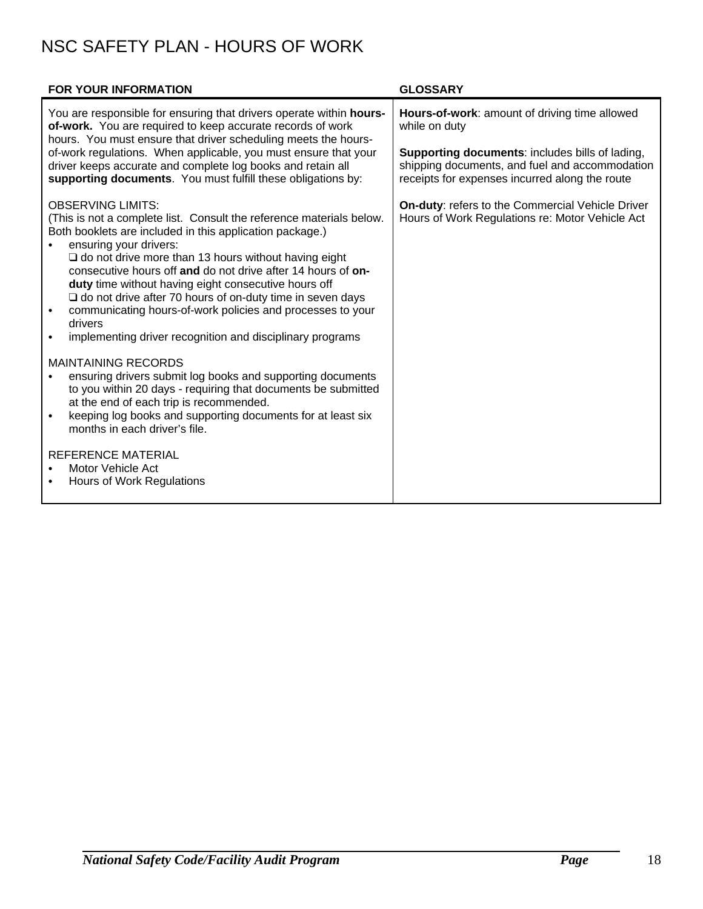# NSC SAFETY PLAN - HOURS OF WORK

| FOR YOUR INFORMATION | GLOSSARY |
|---|---|
| You are responsible for ensuring that drivers operate within **hours-of-work.** You are required to keep accurate records of work hours. You must ensure that driver scheduling meets the hours-of-work regulations. When applicable, you must ensure that your driver keeps accurate and complete log books and retain all **supporting documents**. You must fulfill these obligations by:<br><br>OBSERVING LIMITS:<br>(This is not a complete list. Consult the reference materials below. Both booklets are included in this application package.)<br>• ensuring your drivers:<br>❑ do not drive more than 13 hours without having eight consecutive hours off **and** do not drive after 14 hours of **on-duty** time without having eight consecutive hours off<br>❑ do not drive after 70 hours of on-duty time in seven days<br>• communicating hours-of-work policies and processes to your drivers<br>• implementing driver recognition and disciplinary programs<br><br>MAINTAINING RECORDS<br>• ensuring drivers submit log books and supporting documents to you within 20 days - requiring that documents be submitted at the end of each trip is recommended.<br>• keeping log books and supporting documents for at least six months in each driver's file.<br><br>REFERENCE MATERIAL<br>• Motor Vehicle Act<br>• Hours of Work Regulations | **Hours-of-work**: amount of driving time allowed while on duty<br><br>**Supporting documents**: includes bills of lading, shipping documents, and fuel and accommodation receipts for expenses incurred along the route<br><br>**On-duty**: refers to the Commercial Vehicle Driver Hours of Work Regulations re: Motor Vehicle Act |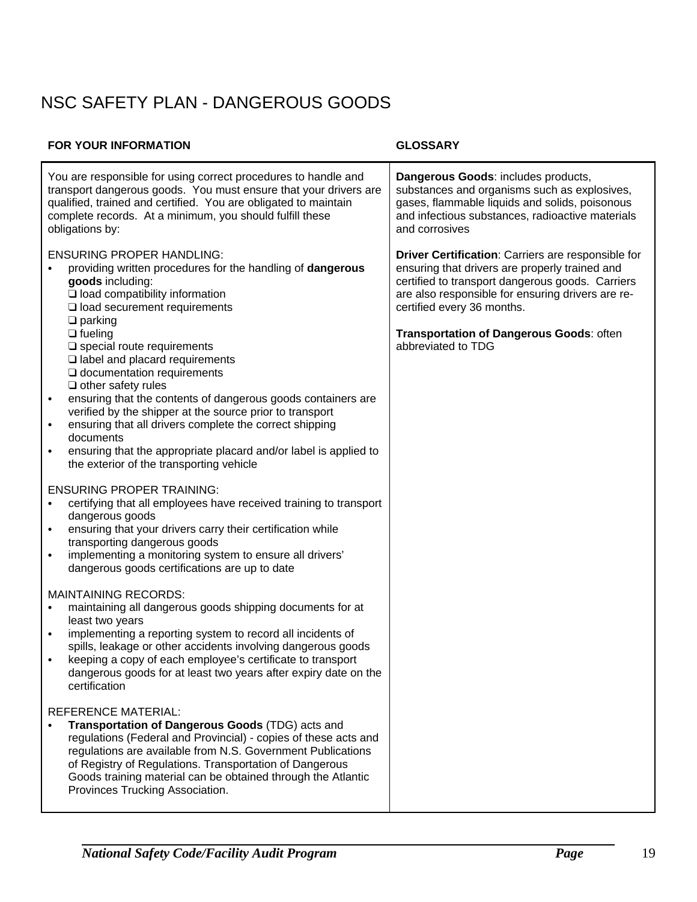# NSC SAFETY PLAN - DANGEROUS GOODS

**FOR YOUR INFORMATION**

You are responsible for using correct procedures to handle and transport dangerous goods. You must ensure that your drivers are qualified, trained and certified. You are obligated to maintain complete records. At a minimum, you should fulfill these obligations by:

ENSURING PROPER HANDLING:

- providing written procedures for the handling of **dangerous goods** including:
  - ❑ load compatibility information
  - ❑ load securement requirements
  - ❑ parking
  - ❑ fueling
  - ❑ special route requirements
  - ❑ label and placard requirements
  - ❑ documentation requirements
  - ❑ other safety rules
- ensuring that the contents of dangerous goods containers are verified by the shipper at the source prior to transport
- ensuring that all drivers complete the correct shipping documents
- ensuring that the appropriate placard and/or label is applied to the exterior of the transporting vehicle

ENSURING PROPER TRAINING:

- certifying that all employees have received training to transport dangerous goods
- ensuring that your drivers carry their certification while transporting dangerous goods
- implementing a monitoring system to ensure all drivers' dangerous goods certifications are up to date

MAINTAINING RECORDS:

- maintaining all dangerous goods shipping documents for at least two years
- implementing a reporting system to record all incidents of spills, leakage or other accidents involving dangerous goods
- keeping a copy of each employee's certificate to transport dangerous goods for at least two years after expiry date on the certification

REFERENCE MATERIAL:

- **Transportation of Dangerous Goods** (TDG) acts and regulations (Federal and Provincial) - copies of these acts and regulations are available from N.S. Government Publications of Registry of Regulations. Transportation of Dangerous Goods training material can be obtained through the Atlantic Provinces Trucking Association.

**GLOSSARY**

**Dangerous Goods**: includes products, substances and organisms such as explosives, gases, flammable liquids and solids, poisonous and infectious substances, radioactive materials and corrosives

**Driver Certification**: Carriers are responsible for ensuring that drivers are properly trained and certified to transport dangerous goods. Carriers are also responsible for ensuring drivers are re-certified every 36 months.

**Transportation of Dangerous Goods**: often abbreviated to TDG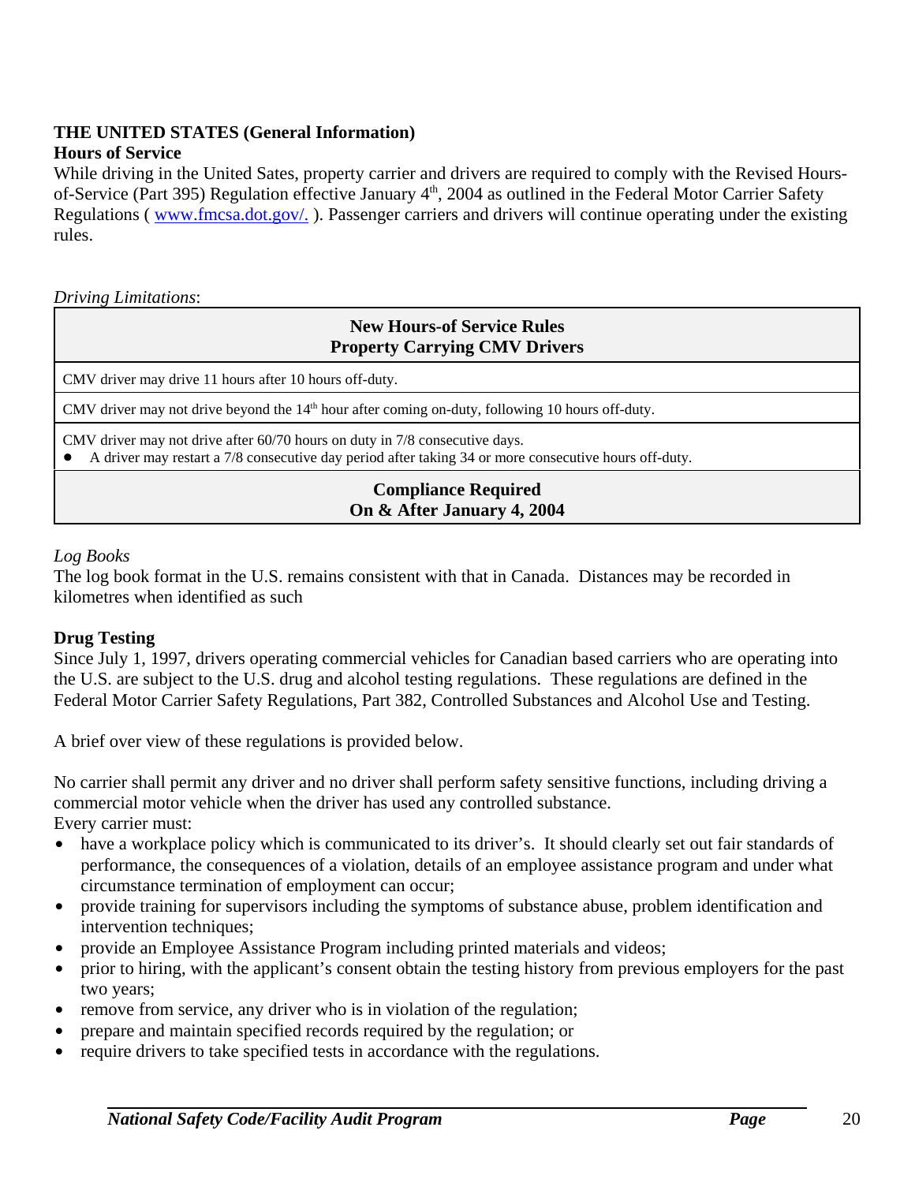**THE UNITED STATES (General Information)**

**Hours of Service**

While driving in the United Sates, property carrier and drivers are required to comply with the Revised Hours-of-Service (Part 395) Regulation effective January 4th, 2004 as outlined in the Federal Motor Carrier Safety Regulations ( www.fmcsa.dot.gov/. ). Passenger carriers and drivers will continue operating under the existing rules.

*Driving Limitations*:

| **New Hours-of Service Rules<br>Property Carrying CMV Drivers** |
|---|
| CMV driver may drive 11 hours after 10 hours off-duty. |
| CMV driver may not drive beyond the 14th hour after coming on-duty, following 10 hours off-duty. |
| CMV driver may not drive after 60/70 hours on duty in 7/8 consecutive days.<br>• A driver may restart a 7/8 consecutive day period after taking 34 or more consecutive hours off-duty. |
| **Compliance Required<br>On & After January 4, 2004** |

*Log Books*

The log book format in the U.S. remains consistent with that in Canada. Distances may be recorded in kilometres when identified as such

**Drug Testing**

Since July 1, 1997, drivers operating commercial vehicles for Canadian based carriers who are operating into the U.S. are subject to the U.S. drug and alcohol testing regulations. These regulations are defined in the Federal Motor Carrier Safety Regulations, Part 382, Controlled Substances and Alcohol Use and Testing.

A brief over view of these regulations is provided below.

No carrier shall permit any driver and no driver shall perform safety sensitive functions, including driving a commercial motor vehicle when the driver has used any controlled substance.
Every carrier must:

- have a workplace policy which is communicated to its driver's. It should clearly set out fair standards of performance, the consequences of a violation, details of an employee assistance program and under what circumstance termination of employment can occur;
- provide training for supervisors including the symptoms of substance abuse, problem identification and intervention techniques;
- provide an Employee Assistance Program including printed materials and videos;
- prior to hiring, with the applicant's consent obtain the testing history from previous employers for the past two years;
- remove from service, any driver who is in violation of the regulation;
- prepare and maintain specified records required by the regulation; or
- require drivers to take specified tests in accordance with the regulations.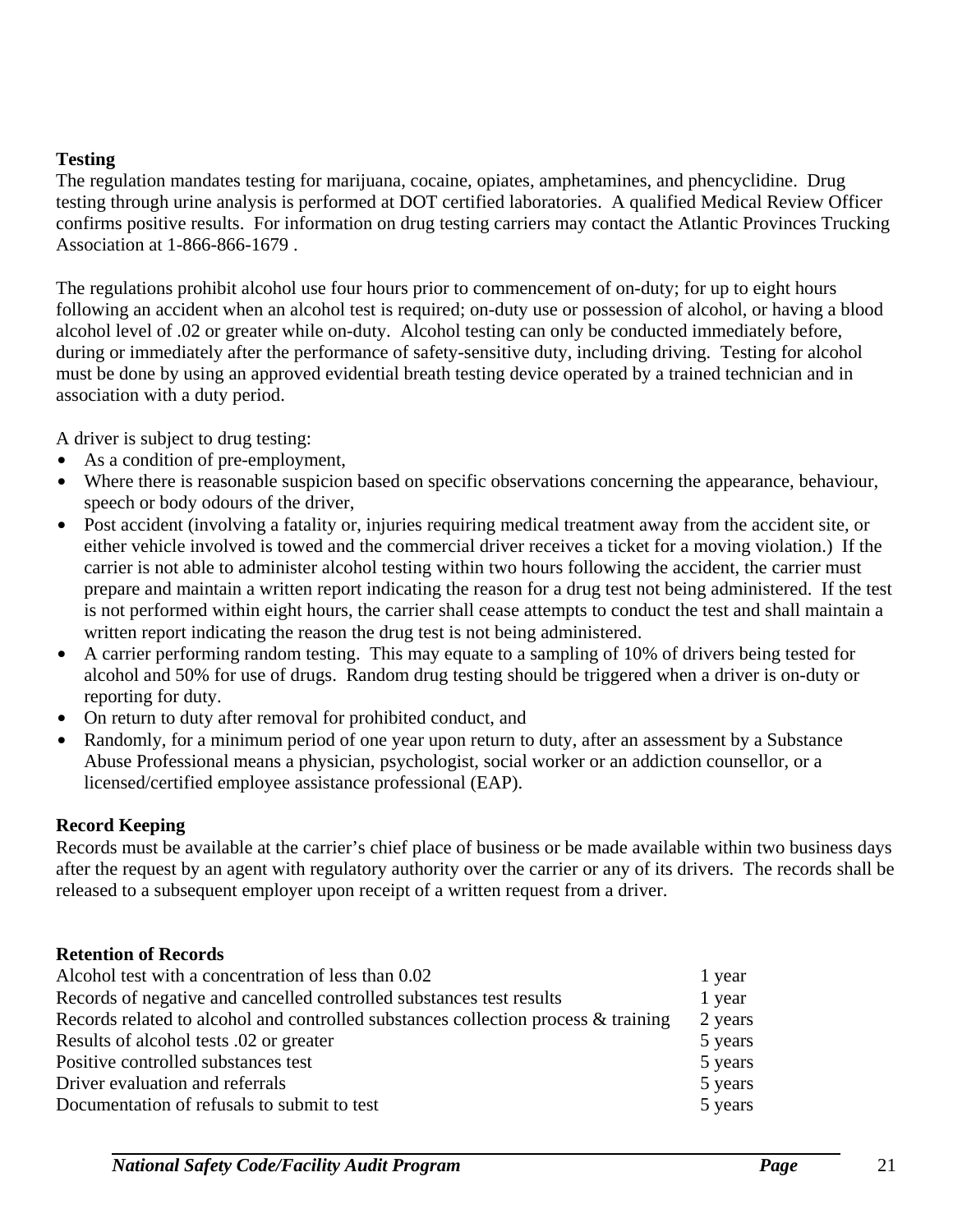**Testing**

The regulation mandates testing for marijuana, cocaine, opiates, amphetamines, and phencyclidine. Drug testing through urine analysis is performed at DOT certified laboratories. A qualified Medical Review Officer confirms positive results. For information on drug testing carriers may contact the Atlantic Provinces Trucking Association at 1-866-866-1679 .

The regulations prohibit alcohol use four hours prior to commencement of on-duty; for up to eight hours following an accident when an alcohol test is required; on-duty use or possession of alcohol, or having a blood alcohol level of .02 or greater while on-duty. Alcohol testing can only be conducted immediately before, during or immediately after the performance of safety-sensitive duty, including driving. Testing for alcohol must be done by using an approved evidential breath testing device operated by a trained technician and in association with a duty period.

A driver is subject to drug testing:

- As a condition of pre-employment,
- Where there is reasonable suspicion based on specific observations concerning the appearance, behaviour, speech or body odours of the driver,
- Post accident (involving a fatality or, injuries requiring medical treatment away from the accident site, or either vehicle involved is towed and the commercial driver receives a ticket for a moving violation.) If the carrier is not able to administer alcohol testing within two hours following the accident, the carrier must prepare and maintain a written report indicating the reason for a drug test not being administered. If the test is not performed within eight hours, the carrier shall cease attempts to conduct the test and shall maintain a written report indicating the reason the drug test is not being administered.
- A carrier performing random testing. This may equate to a sampling of 10% of drivers being tested for alcohol and 50% for use of drugs. Random drug testing should be triggered when a driver is on-duty or reporting for duty.
- On return to duty after removal for prohibited conduct, and
- Randomly, for a minimum period of one year upon return to duty, after an assessment by a Substance Abuse Professional means a physician, psychologist, social worker or an addiction counsellor, or a licensed/certified employee assistance professional (EAP).

**Record Keeping**

Records must be available at the carrier's chief place of business or be made available within two business days after the request by an agent with regulatory authority over the carrier or any of its drivers. The records shall be released to a subsequent employer upon receipt of a written request from a driver.

**Retention of Records**

| | |
|---|---|
| Alcohol test with a concentration of less than 0.02 | 1 year |
| Records of negative and cancelled controlled substances test results | 1 year |
| Records related to alcohol and controlled substances collection process & training | 2 years |
| Results of alcohol tests .02 or greater | 5 years |
| Positive controlled substances test | 5 years |
| Driver evaluation and referrals | 5 years |
| Documentation of refusals to submit to test | 5 years |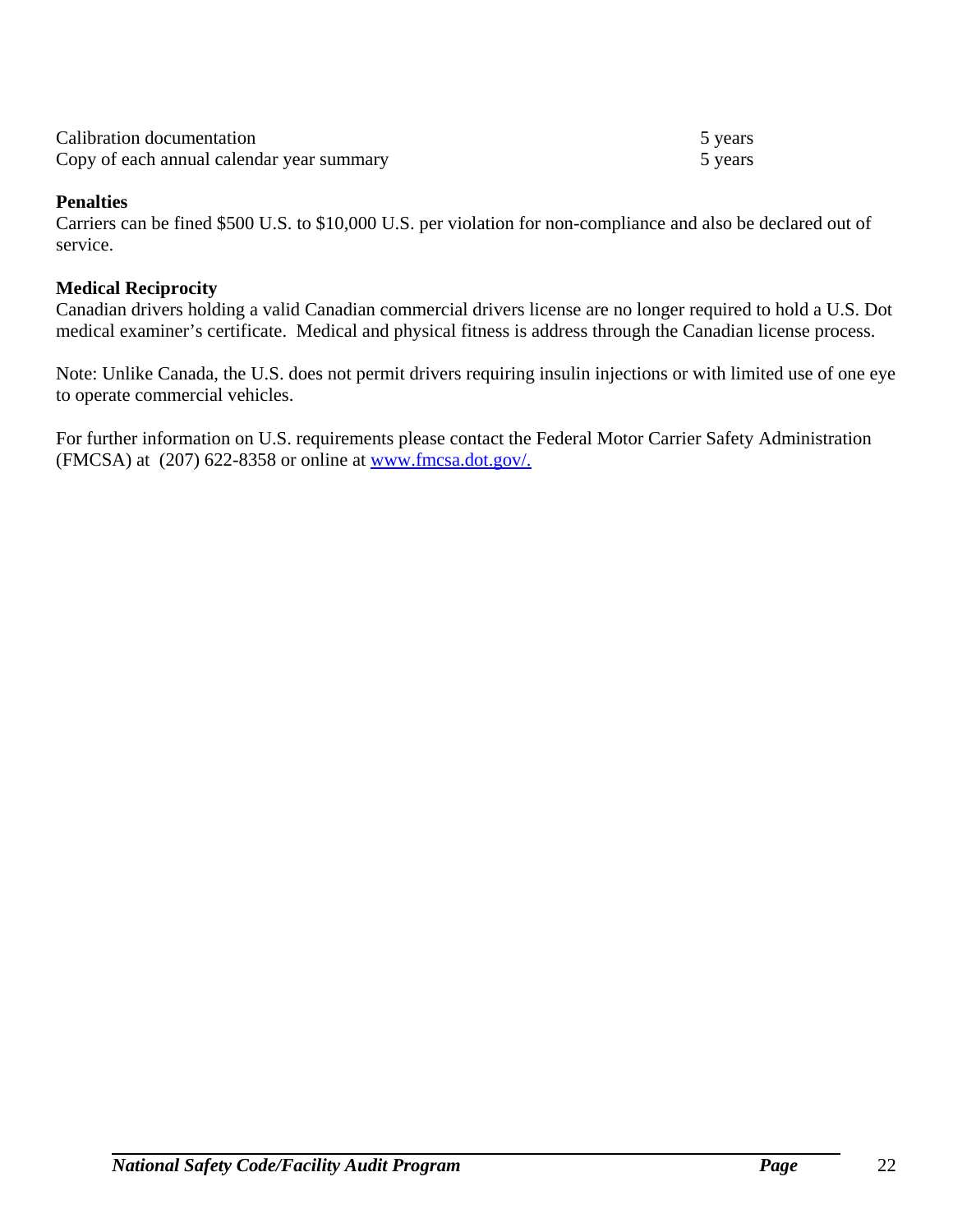| | |
|---|---|
| Calibration documentation | 5 years |
| Copy of each annual calendar year summary | 5 years |

**Penalties**

Carriers can be fined $500 U.S. to $10,000 U.S. per violation for non-compliance and also be declared out of service.

**Medical Reciprocity**

Canadian drivers holding a valid Canadian commercial drivers license are no longer required to hold a U.S. Dot medical examiner's certificate. Medical and physical fitness is address through the Canadian license process.

Note: Unlike Canada, the U.S. does not permit drivers requiring insulin injections or with limited use of one eye to operate commercial vehicles.

For further information on U.S. requirements please contact the Federal Motor Carrier Safety Administration (FMCSA) at (207) 622-8358 or online at [www.fmcsa.dot.gov/.](http://www.fmcsa.dot.gov/)